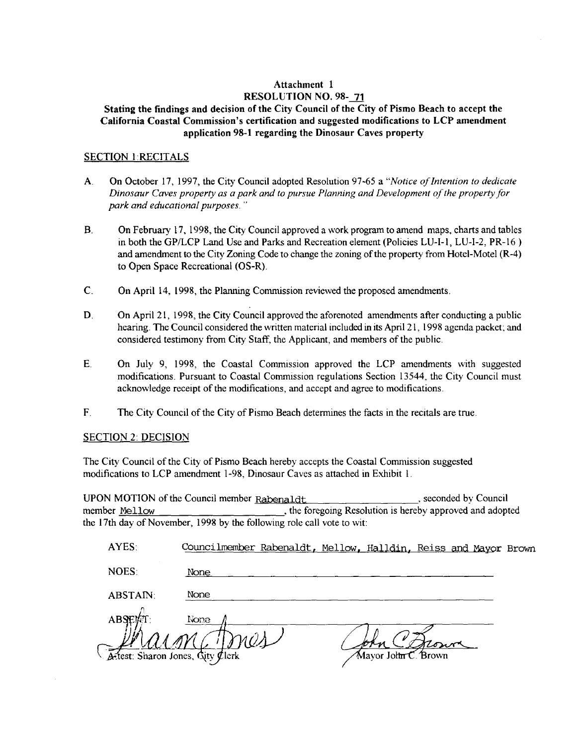## Attachment 1
## RESOLUTION NO. 98-71

**Stating the findings and decision of the City Council of the City of Pismo Beach to accept the California Coastal Commission's certification and suggested modifications to LCP amendment application 98-1 regarding the Dinosaur Caves property**

### SECTION 1:RECITALS

A. On October 17, 1997, the City Council adopted Resolution 97-65 a *"Notice of Intention to dedicate Dinosaur Caves property as a park and to pursue Planning and Development of the property for park and educational purposes."*

B. On February 17, 1998, the City Council approved a work program to amend maps, charts and tables in both the GP/LCP Land Use and Parks and Recreation element (Policies LU-I-1, LU-I-2, PR-16 ) and amendment to the City Zoning Code to change the zoning of the property from Hotel-Motel (R-4) to Open Space Recreational (OS-R).

C. On April 14, 1998, the Planning Commission reviewed the proposed amendments.

D. On April 21, 1998, the City Council approved the aforenoted amendments after conducting a public hearing. The Council considered the written material included in its April 21, 1998 agenda packet; and considered testimony from City Staff, the Applicant, and members of the public.

E. On July 9, 1998, the Coastal Commission approved the LCP amendments with suggested modifications. Pursuant to Coastal Commission regulations Section 13544, the City Council must acknowledge receipt of the modifications, and accept and agree to modifications.

F. The City Council of the City of Pismo Beach determines the facts in the recitals are true.

### SECTION 2: DECISION

The City Council of the City of Pismo Beach hereby accepts the Coastal Commission suggested modifications to LCP amendment 1-98, Dinosaur Caves as attached in Exhibit 1.

UPON MOTION of the Council member Rabenaldt, seconded by Council member Mellow, the foregoing Resolution is hereby approved and adopted the 17th day of November, 1998 by the following role call vote to wit:

AYES: Councilmember Rabenaldt, Mellow, Halldin, Reiss and Mayor Brown

NOES: None

ABSTAIN: None

ABSENT: None

Attest: Sharon Jones, City Clerk

Mayor John C. Brown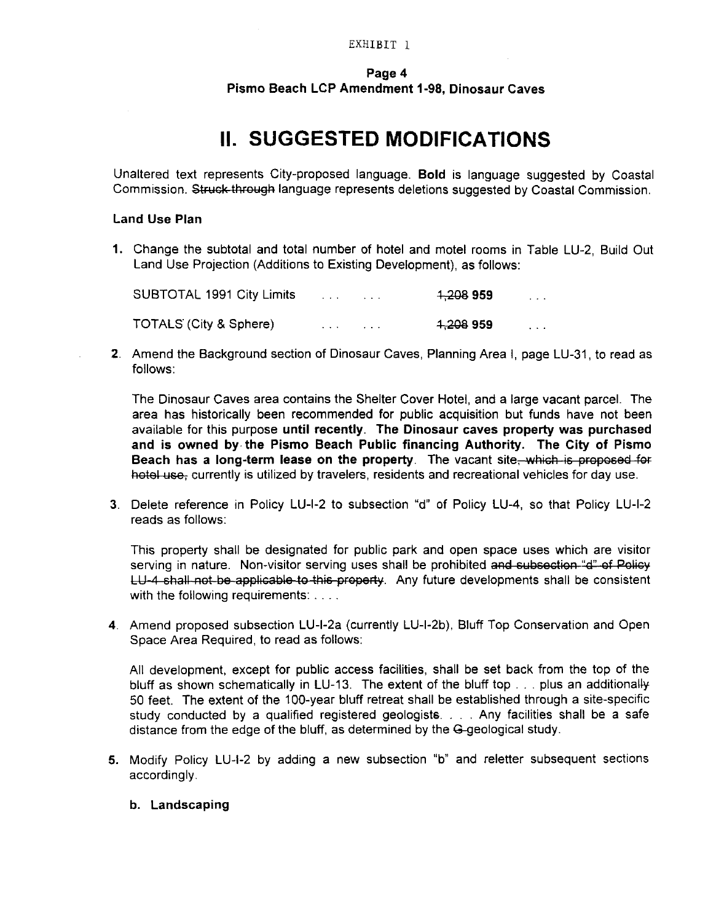# II. SUGGESTED MODIFICATIONS

Unaltered text represents City-proposed language. **Bold** is language suggested by Coastal Commission. ~~Struck-through~~ language represents deletions suggested by Coastal Commission.

### Land Use Plan

1. Change the subtotal and total number of hotel and motel rooms in Table LU-2, Build Out Land Use Projection (Additions to Existing Development), as follows:

| | | | | |
|---|---|---|---|---|
| SUBTOTAL 1991 City Limits | . . . | . . . | ~~1,208~~ **959** | . . . |
| TOTALS (City & Sphere) | . . . | . . . | ~~1,208~~ **959** | . . . |

2. Amend the Background section of Dinosaur Caves, Planning Area I, page LU-31, to read as follows:

   The Dinosaur Caves area contains the Shelter Cover Hotel, and a large vacant parcel. The area has historically been recommended for public acquisition but funds have not been available for this purpose **until recently. The Dinosaur caves property was purchased and is owned by the Pismo Beach Public financing Authority. The City of Pismo Beach has a long-term lease on the property**. The vacant site~~, which is proposed for hotel use,~~ currently is utilized by travelers, residents and recreational vehicles for day use.

3. Delete reference in Policy LU-I-2 to subsection "d" of Policy LU-4, so that Policy LU-I-2 reads as follows:

   This property shall be designated for public park and open space uses which are visitor serving in nature. Non-visitor serving uses shall be prohibited ~~and subsection "d" of Policy LU-4 shall not be applicable to this property~~. Any future developments shall be consistent with the following requirements: . . . .

4. Amend proposed subsection LU-I-2a (currently LU-I-2b), Bluff Top Conservation and Open Space Area Required, to read as follows:

   All development, except for public access facilities, shall be set back from the top of the bluff as shown schematically in LU-13. The extent of the bluff top . . . plus an additiona~~lly~~ 50 feet. The extent of the 100-year bluff retreat shall be established through a site-specific study conducted by a qualified registered geologist~~s~~. . . . Any facilities shall be a safe distance from the edge of the bluff, as determined by the ~~G~~ geological study.

5. Modify Policy LU-I-2 by adding a new subsection "b" and reletter subsequent sections accordingly.

   **b. Landscaping**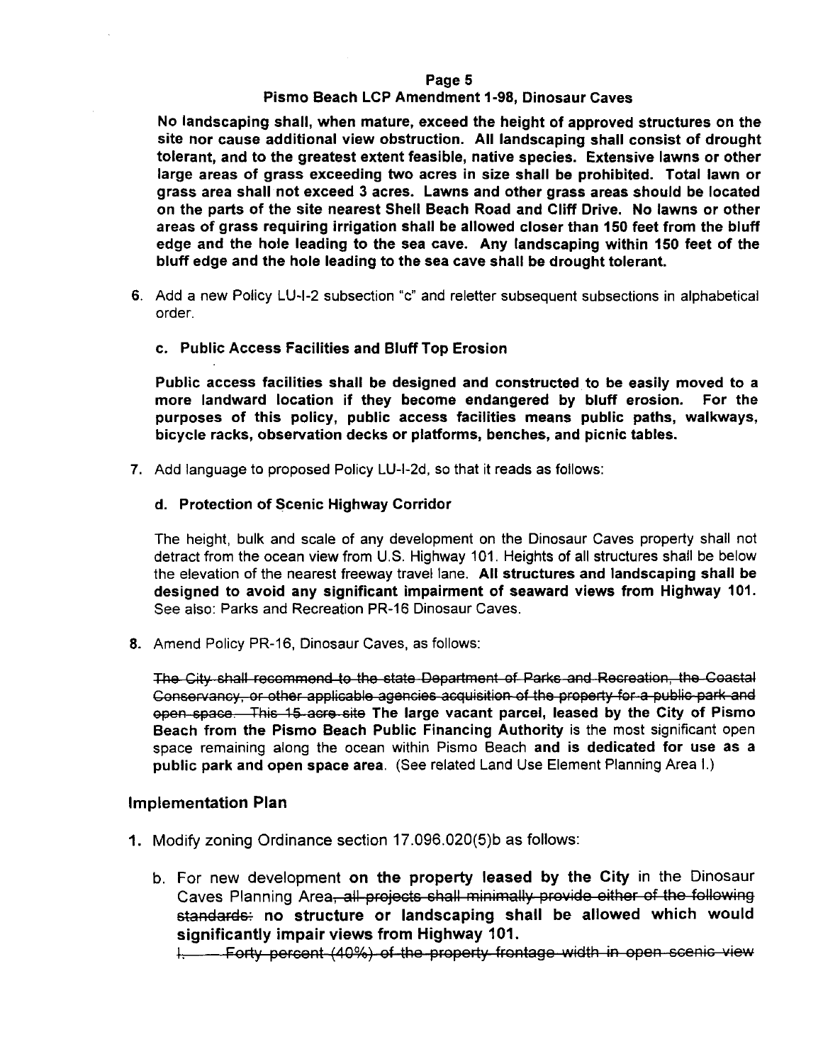**No landscaping shall, when mature, exceed the height of approved structures on the site nor cause additional view obstruction. All landscaping shall consist of drought tolerant, and to the greatest extent feasible, native species. Extensive lawns or other large areas of grass exceeding two acres in size shall be prohibited. Total lawn or grass area shall not exceed 3 acres. Lawns and other grass areas should be located on the parts of the site nearest Shell Beach Road and Cliff Drive. No lawns or other areas of grass requiring irrigation shall be allowed closer than 150 feet from the bluff edge and the hole leading to the sea cave. Any landscaping within 150 feet of the bluff edge and the hole leading to the sea cave shall be drought tolerant.**

6. Add a new Policy LU-I-2 subsection "c" and reletter subsequent subsections in alphabetical order.

   **c. Public Access Facilities and Bluff Top Erosion**

   **Public access facilities shall be designed and constructed to be easily moved to a more landward location if they become endangered by bluff erosion. For the purposes of this policy, public access facilities means public paths, walkways, bicycle racks, observation decks or platforms, benches, and picnic tables.**

7. Add language to proposed Policy LU-I-2d, so that it reads as follows:

   **d. Protection of Scenic Highway Corridor**

   The height, bulk and scale of any development on the Dinosaur Caves property shall not detract from the ocean view from U.S. Highway 101. Heights of all structures shall be below the elevation of the nearest freeway travel lane. **All structures and landscaping shall be designed to avoid any significant impairment of seaward views from Highway 101.** See also: Parks and Recreation PR-16 Dinosaur Caves.

8. Amend Policy PR-16, Dinosaur Caves, as follows:

   ~~The City shall recommend to the state Department of Parks and Recreation, the Coastal Conservancy, or other applicable agencies acquisition of the property for a public park and open space. This 15-acre site~~ **The large vacant parcel, leased by the City of Pismo Beach from the Pismo Beach Public Financing Authority** is the most significant open space remaining along the ocean within Pismo Beach **and is dedicated for use as a public park and open space area**. (See related Land Use Element Planning Area I.)

## Implementation Plan

1. Modify zoning Ordinance section 17.096.020(5)b as follows:

   b. For new development **on the property leased by the City** in the Dinosaur Caves Planning Area~~, all projects shall minimally provide either of the following standards:~~ **no structure or landscaping shall be allowed which would significantly impair views from Highway 101.**

   ~~I. Forty percent (40%) of the property frontage width in open scenic view~~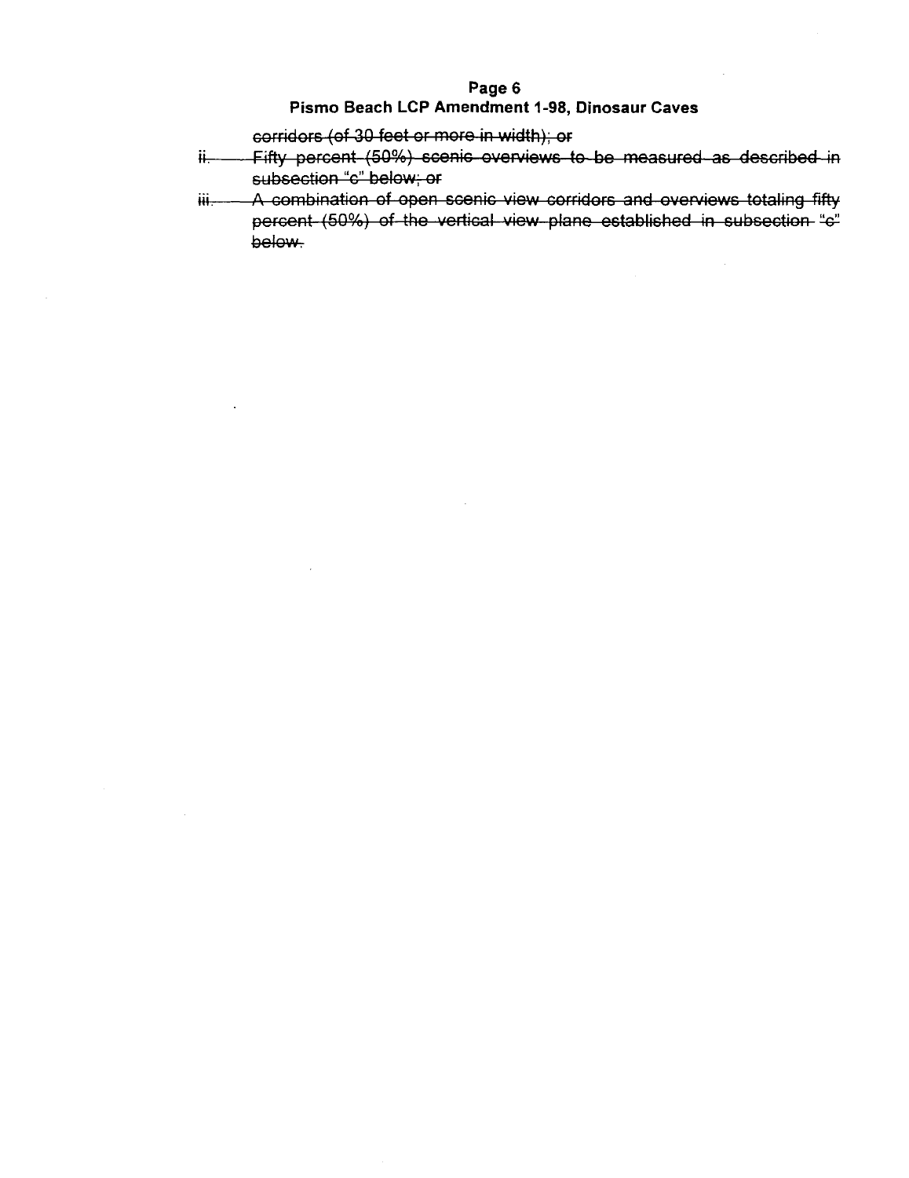~~corridors (of 30 feet or more in width); or~~

ii. ~~Fifty percent (50%) scenic overviews to be measured as described in subsection "c" below; or~~

iii. ~~A combination of open scenic view corridors and overviews totaling fifty percent (50%) of the vertical view plane established in subsection "c" below.~~